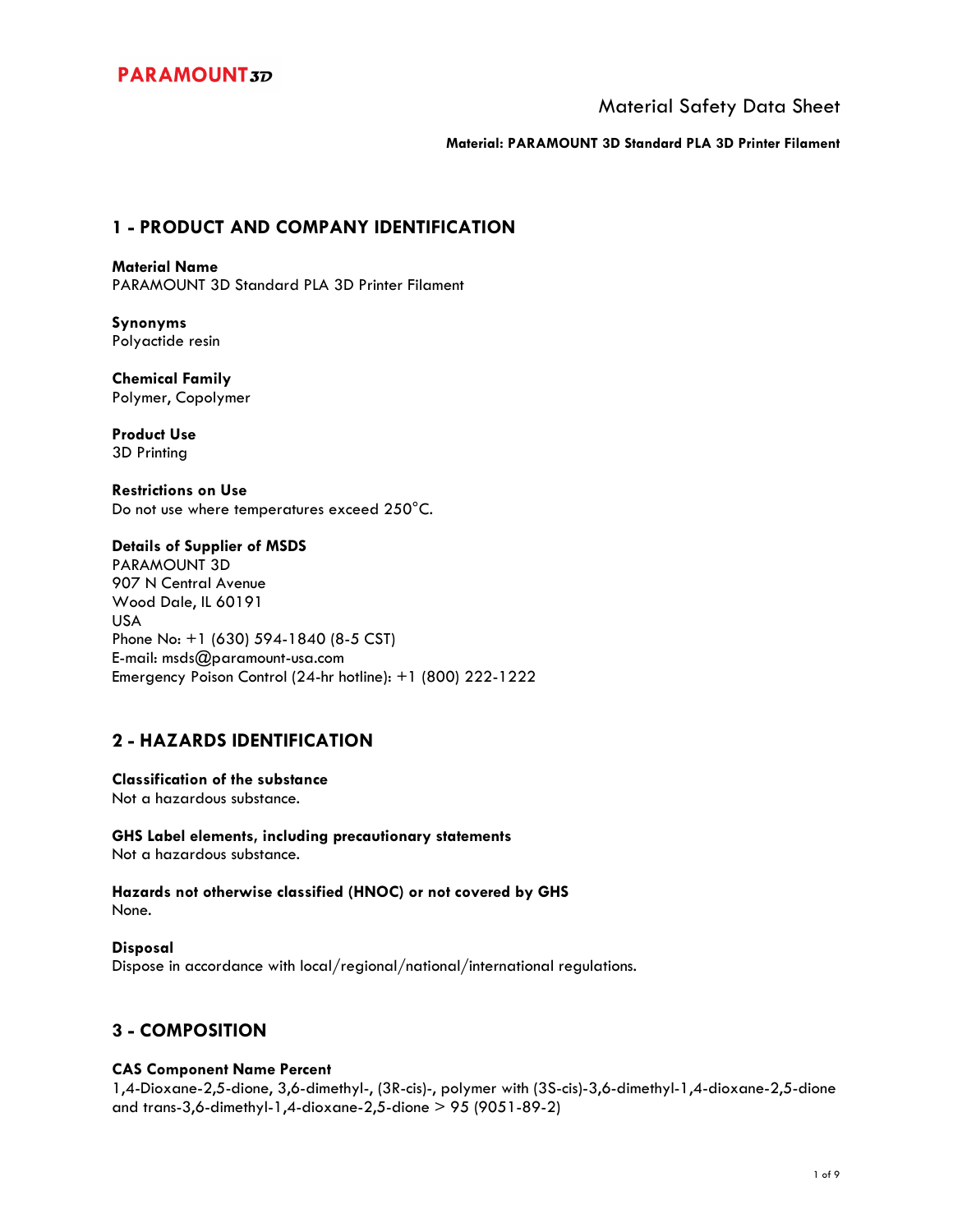PARAMOUNT3D

# Material Safety Data Sheet

**Material: PARAMOUNT 3D Standard PLA 3D Printer Filament**

## 1 - PRODUCT AND COMPANY IDENTIFICATION

**Material Name**
PARAMOUNT 3D Standard PLA 3D Printer Filament

**Synonyms**
Polyactide resin

**Chemical Family**
Polymer, Copolymer

**Product Use**
3D Printing

**Restrictions on Use**
Do not use where temperatures exceed 250°C.

**Details of Supplier of MSDS**
PARAMOUNT 3D
907 N Central Avenue
Wood Dale, IL 60191
USA
Phone No: +1 (630) 594-1840 (8-5 CST)
E-mail: msds@paramount-usa.com
Emergency Poison Control (24-hr hotline): +1 (800) 222-1222

## 2 - HAZARDS IDENTIFICATION

**Classification of the substance**
Not a hazardous substance.

**GHS Label elements, including precautionary statements**
Not a hazardous substance.

**Hazards not otherwise classified (HNOC) or not covered by GHS**
None.

**Disposal**
Dispose in accordance with local/regional/national/international regulations.

## 3 - COMPOSITION

**CAS Component Name Percent**
1,4-Dioxane-2,5-dione, 3,6-dimethyl-, (3R-cis)-, polymer with (3S-cis)-3,6-dimethyl-1,4-dioxane-2,5-dione and trans-3,6-dimethyl-1,4-dioxane-2,5-dione > 95 (9051-89-2)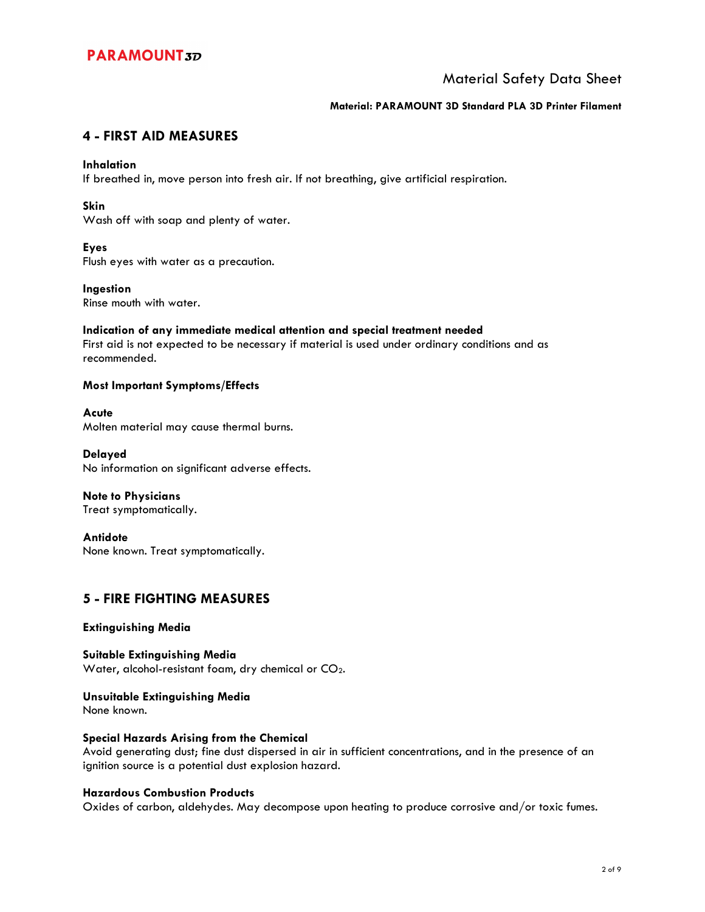## 4 - FIRST AID MEASURES

**Inhalation**
If breathed in, move person into fresh air. If not breathing, give artificial respiration.

**Skin**
Wash off with soap and plenty of water.

**Eyes**
Flush eyes with water as a precaution.

**Ingestion**
Rinse mouth with water.

**Indication of any immediate medical attention and special treatment needed**
First aid is not expected to be necessary if material is used under ordinary conditions and as recommended.

**Most Important Symptoms/Effects**

**Acute**
Molten material may cause thermal burns.

**Delayed**
No information on significant adverse effects.

**Note to Physicians**
Treat symptomatically.

**Antidote**
None known. Treat symptomatically.

## 5 - FIRE FIGHTING MEASURES

**Extinguishing Media**

**Suitable Extinguishing Media**
Water, alcohol-resistant foam, dry chemical or $CO_2$.

**Unsuitable Extinguishing Media**
None known.

**Special Hazards Arising from the Chemical**
Avoid generating dust; fine dust dispersed in air in sufficient concentrations, and in the presence of an ignition source is a potential dust explosion hazard.

**Hazardous Combustion Products**
Oxides of carbon, aldehydes. May decompose upon heating to produce corrosive and/or toxic fumes.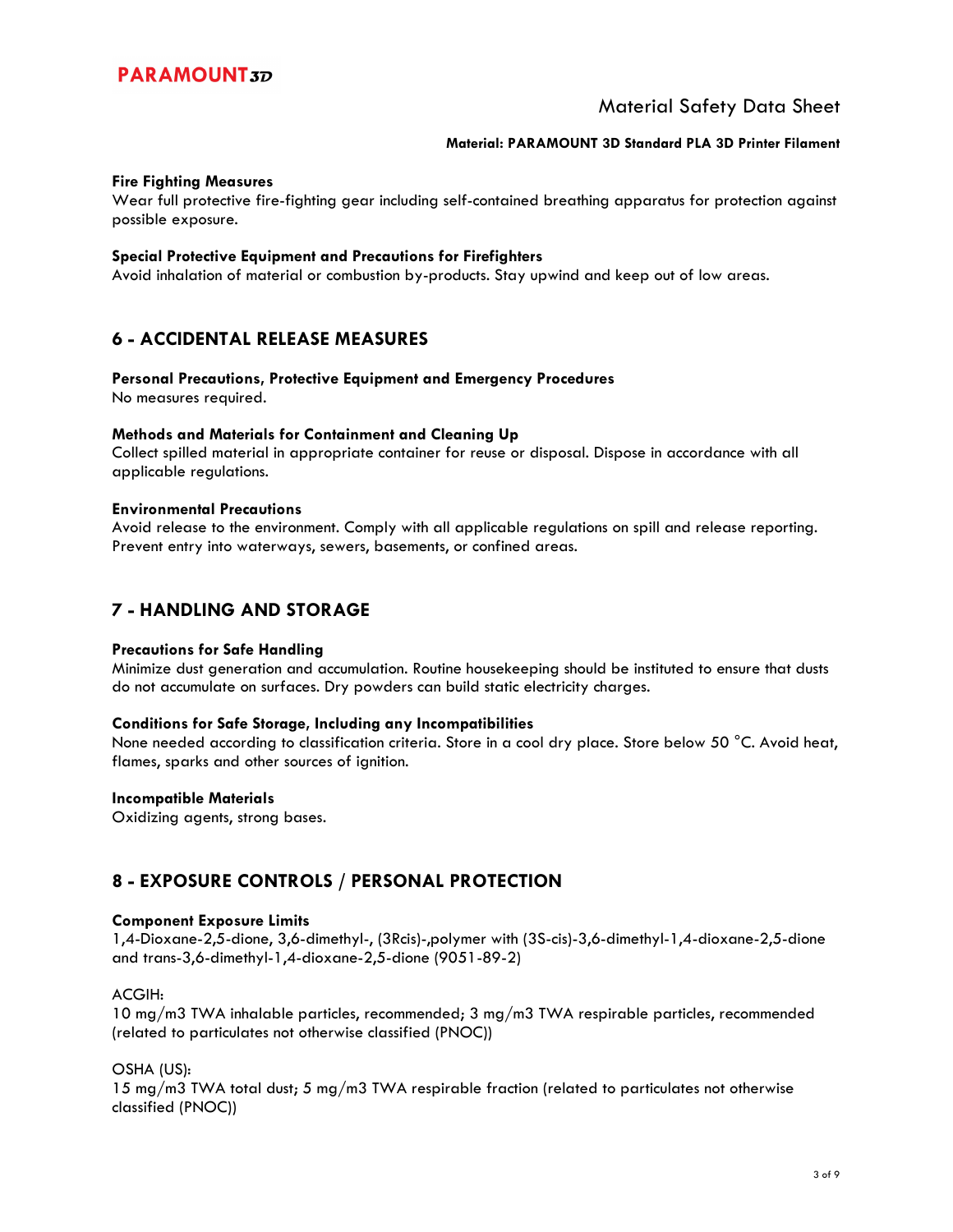**Fire Fighting Measures**
Wear full protective fire-fighting gear including self-contained breathing apparatus for protection against possible exposure.

**Special Protective Equipment and Precautions for Firefighters**
Avoid inhalation of material or combustion by-products. Stay upwind and keep out of low areas.

## 6 - ACCIDENTAL RELEASE MEASURES

**Personal Precautions, Protective Equipment and Emergency Procedures**
No measures required.

**Methods and Materials for Containment and Cleaning Up**
Collect spilled material in appropriate container for reuse or disposal. Dispose in accordance with all applicable regulations.

**Environmental Precautions**
Avoid release to the environment. Comply with all applicable regulations on spill and release reporting. Prevent entry into waterways, sewers, basements, or confined areas.

## 7 - HANDLING AND STORAGE

**Precautions for Safe Handling**
Minimize dust generation and accumulation. Routine housekeeping should be instituted to ensure that dusts do not accumulate on surfaces. Dry powders can build static electricity charges.

**Conditions for Safe Storage, Including any Incompatibilities**
None needed according to classification criteria. Store in a cool dry place. Store below 50 °C. Avoid heat, flames, sparks and other sources of ignition.

**Incompatible Materials**
Oxidizing agents, strong bases.

## 8 - EXPOSURE CONTROLS / PERSONAL PROTECTION

**Component Exposure Limits**
1,4-Dioxane-2,5-dione, 3,6-dimethyl-, (3Rcis)-,polymer with (3S-cis)-3,6-dimethyl-1,4-dioxane-2,5-dione and trans-3,6-dimethyl-1,4-dioxane-2,5-dione (9051-89-2)

ACGIH:
10 mg/m3 TWA inhalable particles, recommended; 3 mg/m3 TWA respirable particles, recommended (related to particulates not otherwise classified (PNOC))

OSHA (US):
15 mg/m3 TWA total dust; 5 mg/m3 TWA respirable fraction (related to particulates not otherwise classified (PNOC))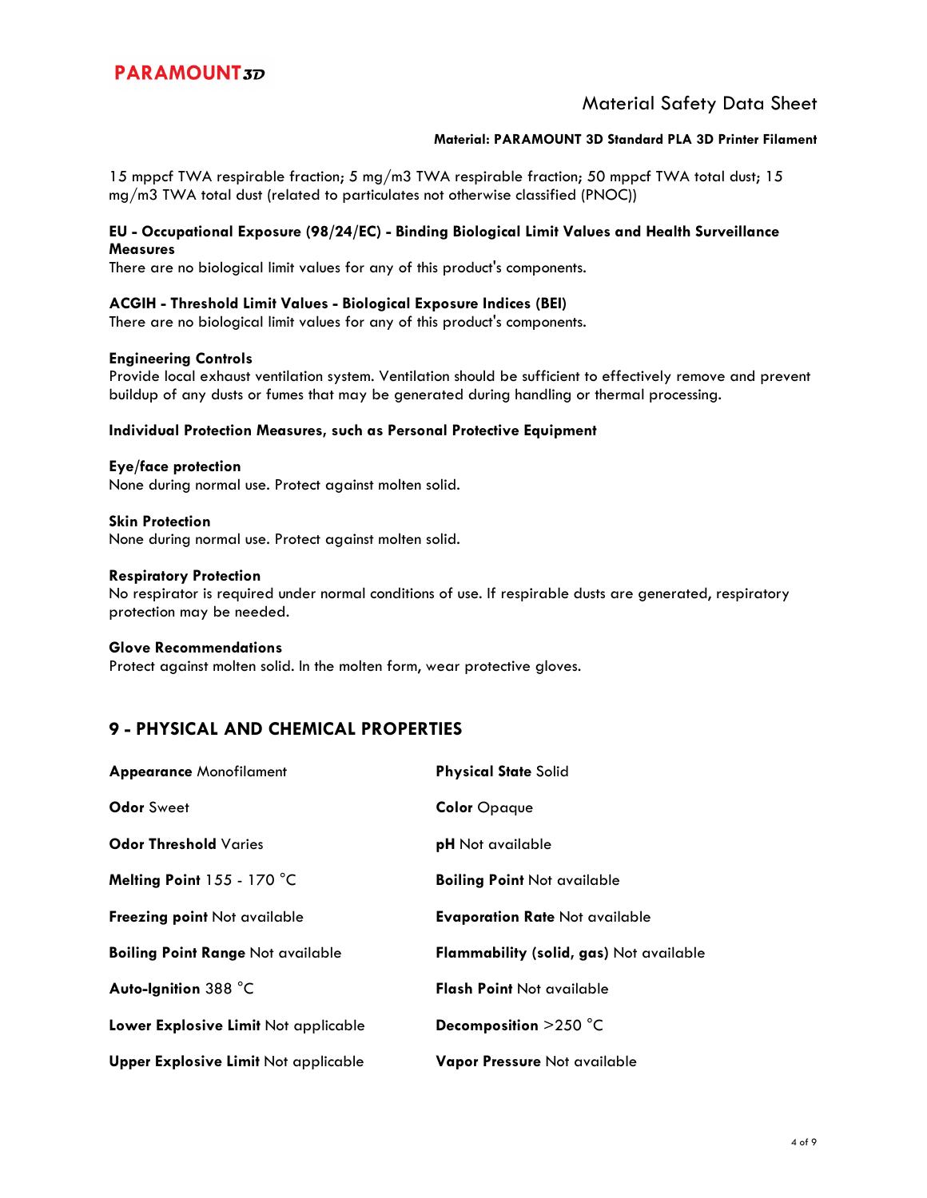15 mppcf TWA respirable fraction; 5 mg/m3 TWA respirable fraction; 50 mppcf TWA total dust; 15 mg/m3 TWA total dust (related to particulates not otherwise classified (PNOC))

**EU - Occupational Exposure (98/24/EC) - Binding Biological Limit Values and Health Surveillance Measures**
There are no biological limit values for any of this product's components.

**ACGIH - Threshold Limit Values - Biological Exposure Indices (BEI)**
There are no biological limit values for any of this product's components.

**Engineering Controls**
Provide local exhaust ventilation system. Ventilation should be sufficient to effectively remove and prevent buildup of any dusts or fumes that may be generated during handling or thermal processing.

**Individual Protection Measures, such as Personal Protective Equipment**

**Eye/face protection**
None during normal use. Protect against molten solid.

**Skin Protection**
None during normal use. Protect against molten solid.

**Respiratory Protection**
No respirator is required under normal conditions of use. If respirable dusts are generated, respiratory protection may be needed.

**Glove Recommendations**
Protect against molten solid. In the molten form, wear protective gloves.

## 9 - PHYSICAL AND CHEMICAL PROPERTIES

**Appearance** Monofilament

**Physical State** Solid

**Odor** Sweet

**Color** Opaque

**Odor Threshold** Varies

**pH** Not available

**Melting Point** 155 - 170 °C

**Boiling Point** Not available

**Freezing point** Not available

**Evaporation Rate** Not available

**Boiling Point Range** Not available

**Flammability (solid, gas)** Not available

**Auto-Ignition** 388 °C

**Flash Point** Not available

**Lower Explosive Limit** Not applicable

**Decomposition** >250 °C

**Upper Explosive Limit** Not applicable

**Vapor Pressure** Not available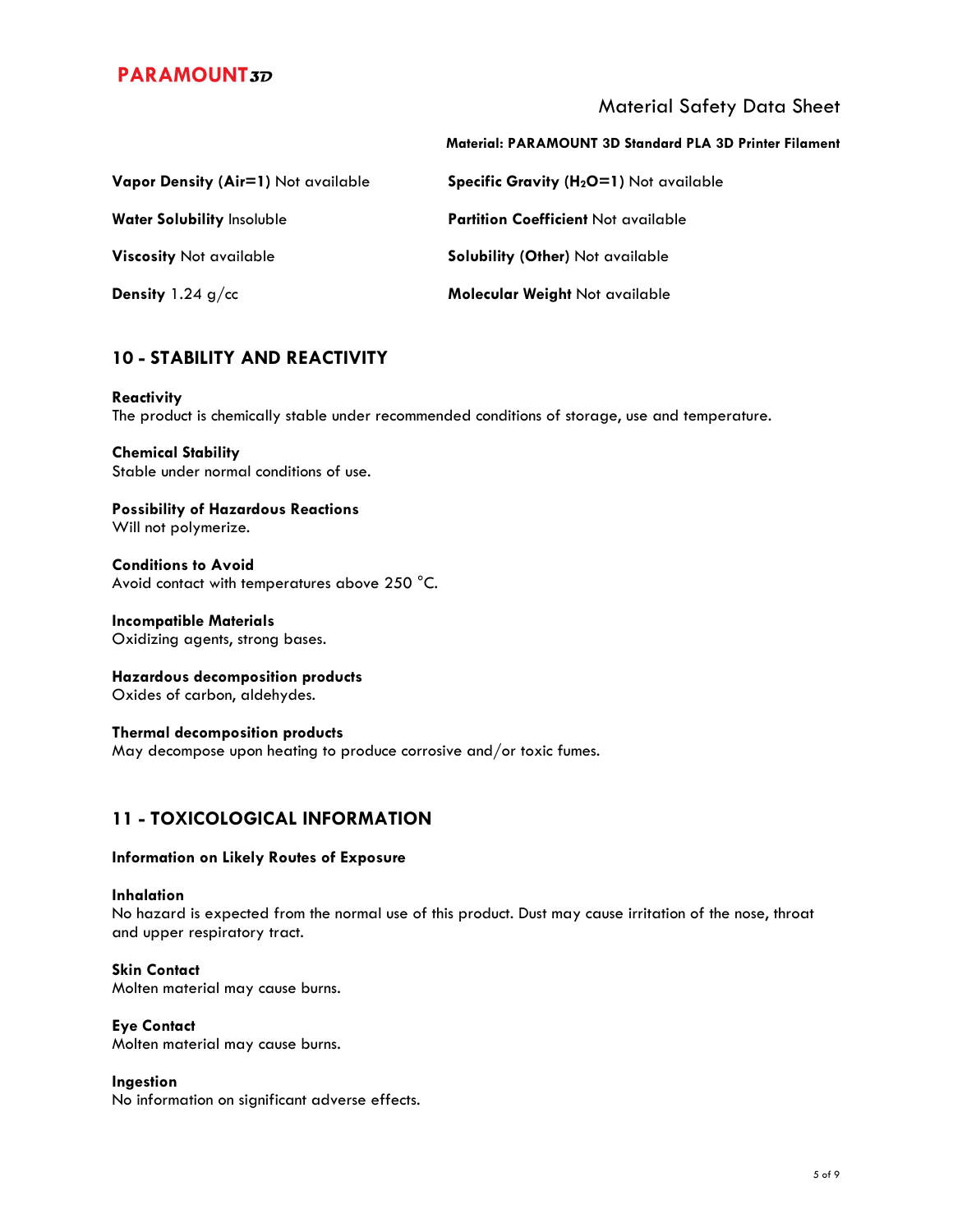| | |
|---|---|
| **Vapor Density (Air=1)** Not available | **Specific Gravity ($H_2O$=1)** Not available |
| **Water Solubility** Insoluble | **Partition Coefficient** Not available |
| **Viscosity** Not available | **Solubility (Other)** Not available |
| **Density** 1.24 g/cc | **Molecular Weight** Not available |

## 10 - STABILITY AND REACTIVITY

**Reactivity**
The product is chemically stable under recommended conditions of storage, use and temperature.

**Chemical Stability**
Stable under normal conditions of use.

**Possibility of Hazardous Reactions**
Will not polymerize.

**Conditions to Avoid**
Avoid contact with temperatures above 250 °C.

**Incompatible Materials**
Oxidizing agents, strong bases.

**Hazardous decomposition products**
Oxides of carbon, aldehydes.

**Thermal decomposition products**
May decompose upon heating to produce corrosive and/or toxic fumes.

## 11 - TOXICOLOGICAL INFORMATION

**Information on Likely Routes of Exposure**

**Inhalation**
No hazard is expected from the normal use of this product. Dust may cause irritation of the nose, throat and upper respiratory tract.

**Skin Contact**
Molten material may cause burns.

**Eye Contact**
Molten material may cause burns.

**Ingestion**
No information on significant adverse effects.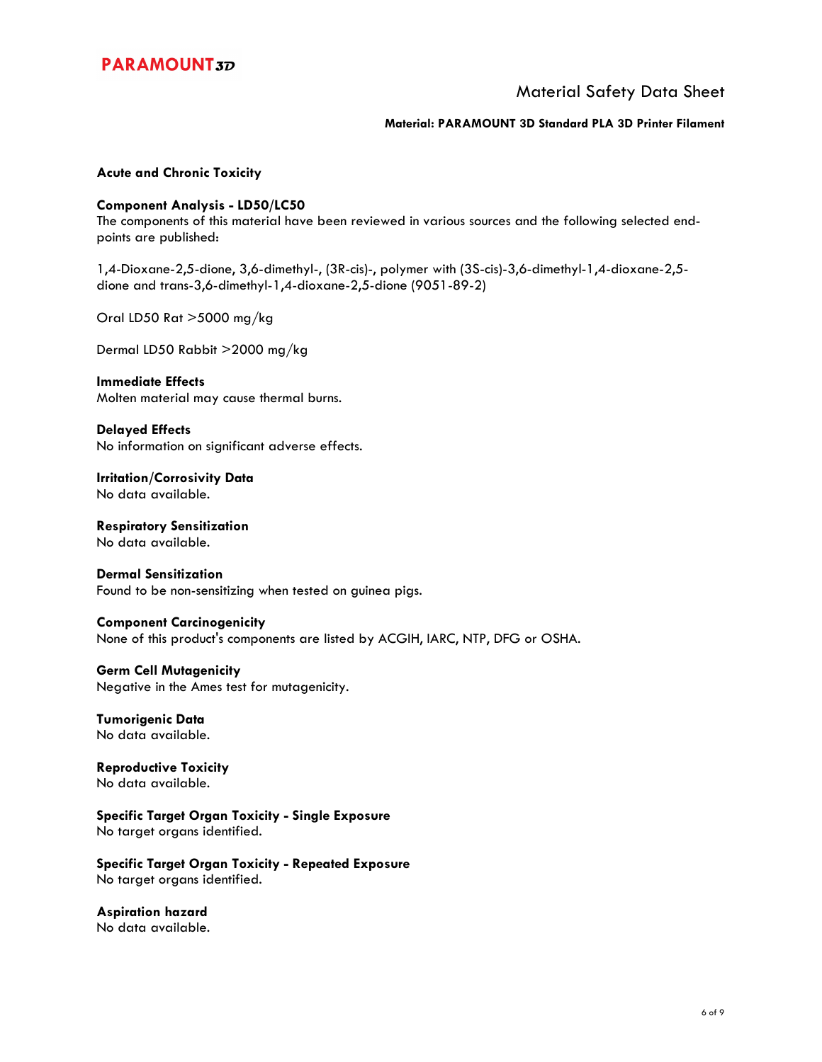### Acute and Chronic Toxicity

**Component Analysis - LD50/LC50**
The components of this material have been reviewed in various sources and the following selected end-points are published:

1,4-Dioxane-2,5-dione, 3,6-dimethyl-, (3R-cis)-, polymer with (3S-cis)-3,6-dimethyl-1,4-dioxane-2,5-dione and trans-3,6-dimethyl-1,4-dioxane-2,5-dione (9051-89-2)

Oral LD50 Rat >5000 mg/kg

Dermal LD50 Rabbit >2000 mg/kg

**Immediate Effects**
Molten material may cause thermal burns.

**Delayed Effects**
No information on significant adverse effects.

**Irritation/Corrosivity Data**
No data available.

**Respiratory Sensitization**
No data available.

**Dermal Sensitization**
Found to be non-sensitizing when tested on guinea pigs.

**Component Carcinogenicity**
None of this product's components are listed by ACGIH, IARC, NTP, DFG or OSHA.

**Germ Cell Mutagenicity**
Negative in the Ames test for mutagenicity.

**Tumorigenic Data**
No data available.

**Reproductive Toxicity**
No data available.

**Specific Target Organ Toxicity - Single Exposure**
No target organs identified.

**Specific Target Organ Toxicity - Repeated Exposure**
No target organs identified.

**Aspiration hazard**
No data available.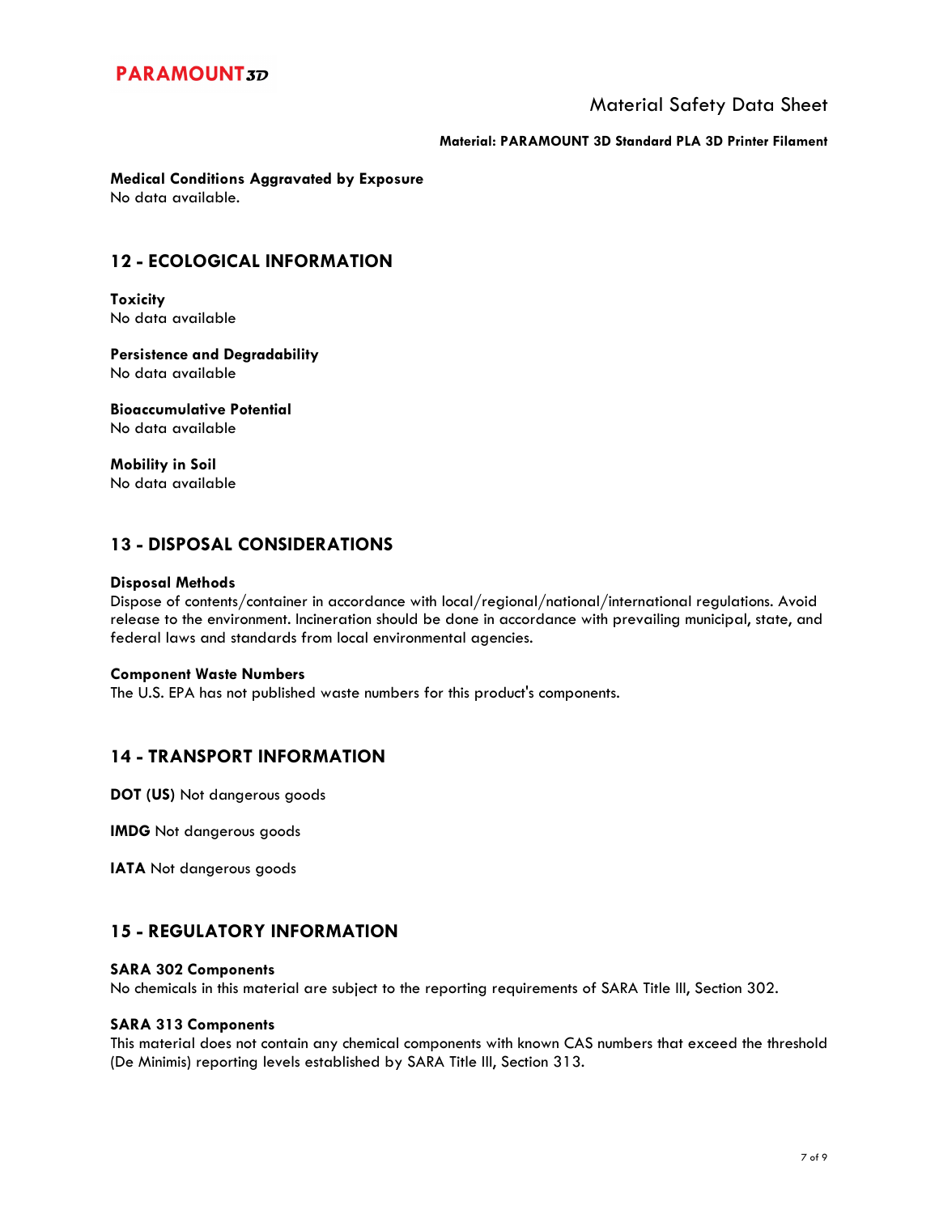**Medical Conditions Aggravated by Exposure**
No data available.

## 12 - ECOLOGICAL INFORMATION

**Toxicity**
No data available

**Persistence and Degradability**
No data available

**Bioaccumulative Potential**
No data available

**Mobility in Soil**
No data available

## 13 - DISPOSAL CONSIDERATIONS

**Disposal Methods**
Dispose of contents/container in accordance with local/regional/national/international regulations. Avoid release to the environment. Incineration should be done in accordance with prevailing municipal, state, and federal laws and standards from local environmental agencies.

**Component Waste Numbers**
The U.S. EPA has not published waste numbers for this product's components.

## 14 - TRANSPORT INFORMATION

**DOT (US)** Not dangerous goods

**IMDG** Not dangerous goods

**IATA** Not dangerous goods

## 15 - REGULATORY INFORMATION

**SARA 302 Components**
No chemicals in this material are subject to the reporting requirements of SARA Title III, Section 302.

**SARA 313 Components**
This material does not contain any chemical components with known CAS numbers that exceed the threshold (De Minimis) reporting levels established by SARA Title III, Section 313.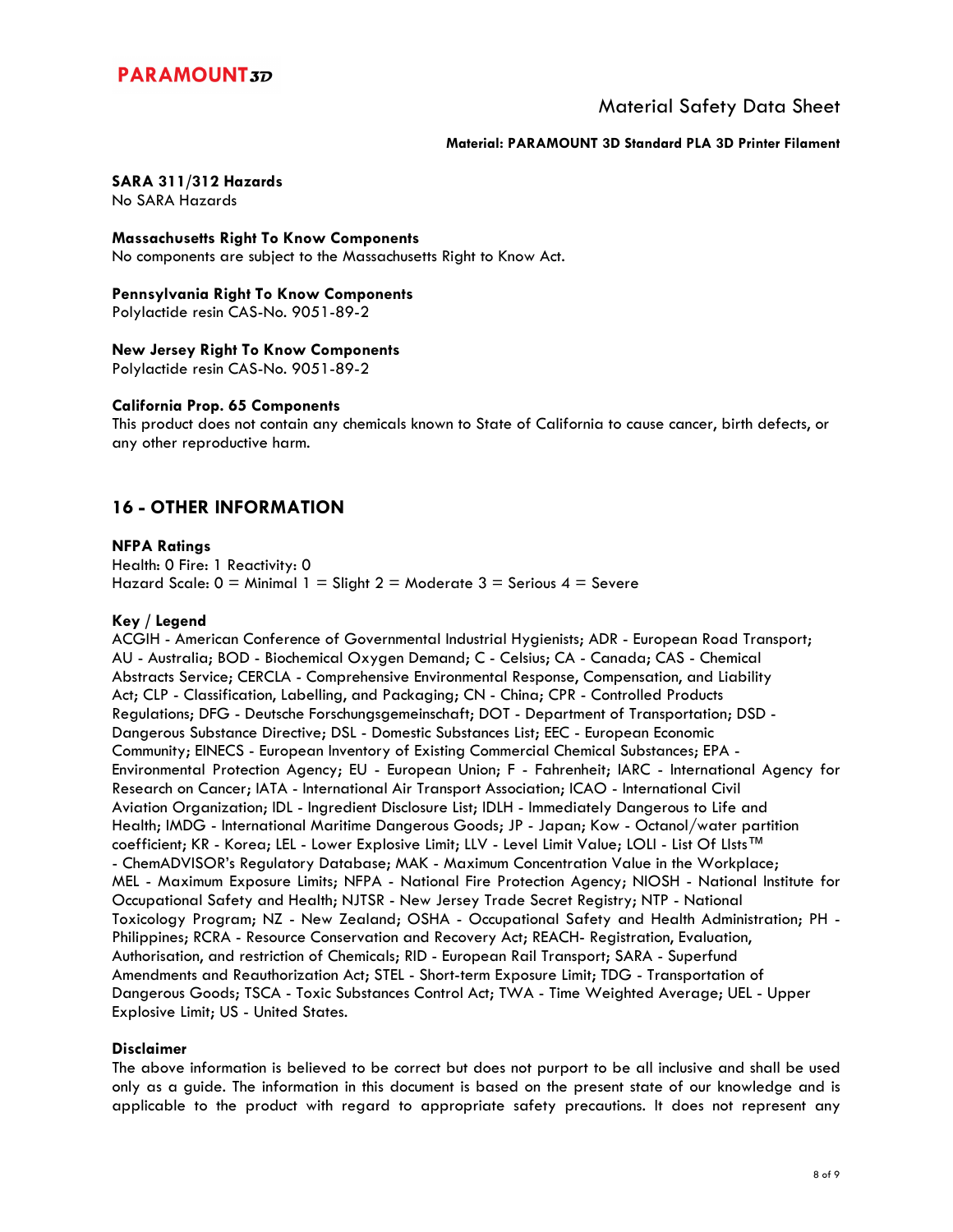**SARA 311/312 Hazards**
No SARA Hazards

**Massachusetts Right To Know Components**
No components are subject to the Massachusetts Right to Know Act.

**Pennsylvania Right To Know Components**
Polylactide resin CAS-No. 9051-89-2

**New Jersey Right To Know Components**
Polylactide resin CAS-No. 9051-89-2

**California Prop. 65 Components**
This product does not contain any chemicals known to State of California to cause cancer, birth defects, or any other reproductive harm.

## 16 - OTHER INFORMATION

**NFPA Ratings**
Health: 0 Fire: 1 Reactivity: 0
Hazard Scale: 0 = Minimal 1 = Slight 2 = Moderate 3 = Serious 4 = Severe

**Key / Legend**
ACGIH - American Conference of Governmental Industrial Hygienists; ADR - European Road Transport; AU - Australia; BOD - Biochemical Oxygen Demand; C - Celsius; CA - Canada; CAS - Chemical Abstracts Service; CERCLA - Comprehensive Environmental Response, Compensation, and Liability Act; CLP - Classification, Labelling, and Packaging; CN - China; CPR - Controlled Products Regulations; DFG - Deutsche Forschungsgemeinschaft; DOT - Department of Transportation; DSD - Dangerous Substance Directive; DSL - Domestic Substances List; EEC - European Economic Community; EINECS - European Inventory of Existing Commercial Chemical Substances; EPA - Environmental Protection Agency; EU - European Union; F - Fahrenheit; IARC - International Agency for Research on Cancer; IATA - International Air Transport Association; ICAO - International Civil Aviation Organization; IDL - Ingredient Disclosure List; IDLH - Immediately Dangerous to Life and Health; IMDG - International Maritime Dangerous Goods; JP - Japan; Kow - Octanol/water partition coefficient; KR - Korea; LEL - Lower Explosive Limit; LLV - Level Limit Value; LOLI - List Of LIsts™ - ChemADVISOR's Regulatory Database; MAK - Maximum Concentration Value in the Workplace; MEL - Maximum Exposure Limits; NFPA - National Fire Protection Agency; NIOSH - National Institute for Occupational Safety and Health; NJTSR - New Jersey Trade Secret Registry; NTP - National Toxicology Program; NZ - New Zealand; OSHA - Occupational Safety and Health Administration; PH - Philippines; RCRA - Resource Conservation and Recovery Act; REACH- Registration, Evaluation, Authorisation, and restriction of Chemicals; RID - European Rail Transport; SARA - Superfund Amendments and Reauthorization Act; STEL - Short-term Exposure Limit; TDG - Transportation of Dangerous Goods; TSCA - Toxic Substances Control Act; TWA - Time Weighted Average; UEL - Upper Explosive Limit; US - United States.

**Disclaimer**
The above information is believed to be correct but does not purport to be all inclusive and shall be used only as a guide. The information in this document is based on the present state of our knowledge and is applicable to the product with regard to appropriate safety precautions. It does not represent any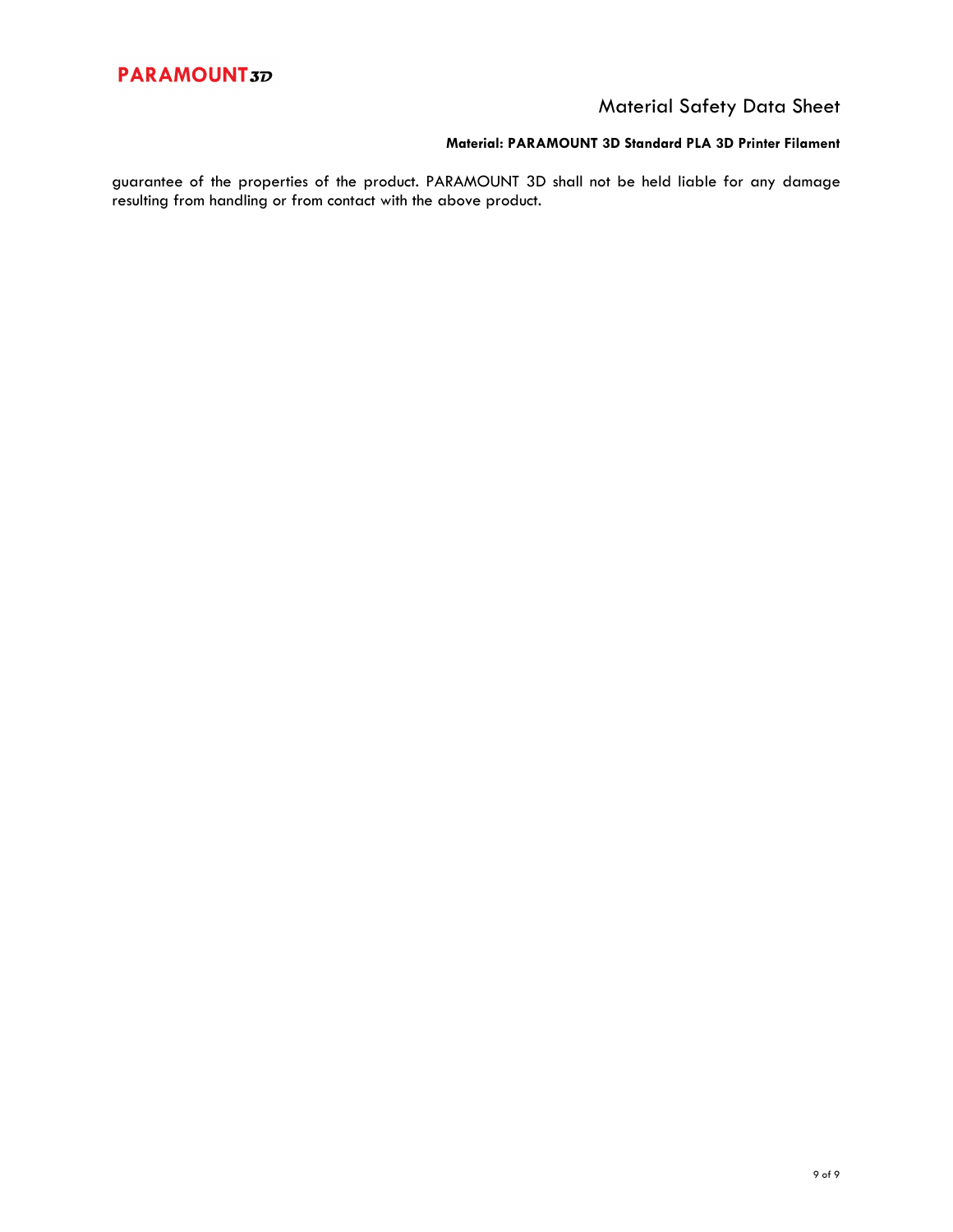guarantee of the properties of the product. PARAMOUNT 3D shall not be held liable for any damage resulting from handling or from contact with the above product.